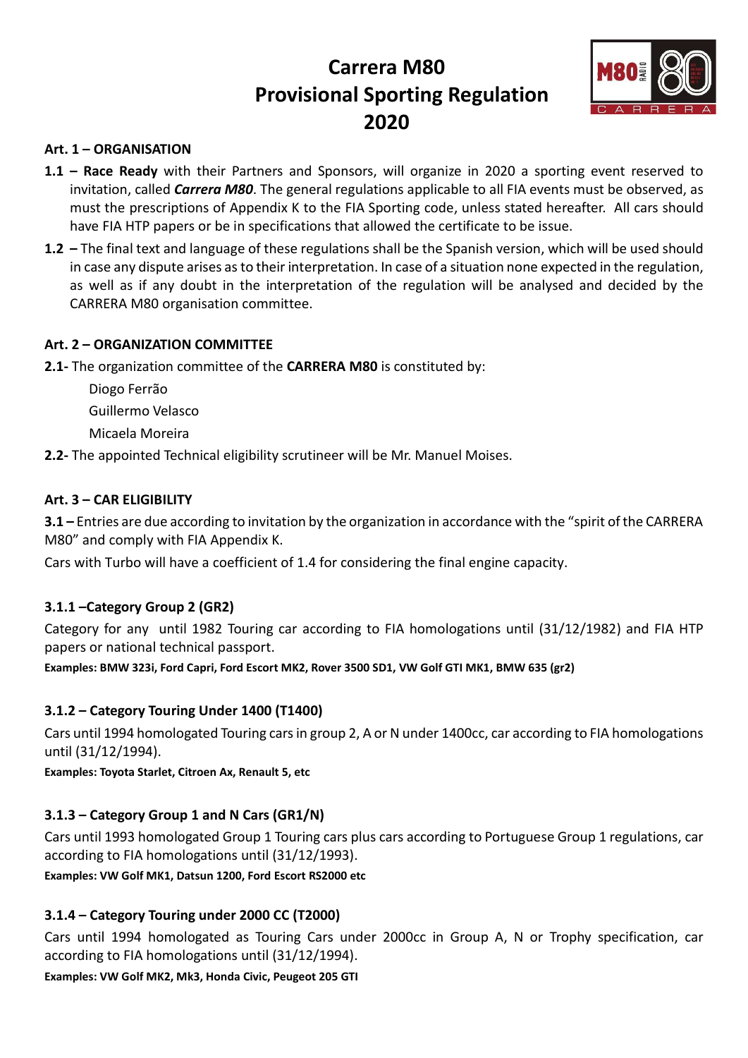# Carrera M80
# Provisional Sporting Regulation
# 2020

### Art. 1 – ORGANISATION

**1.1 – Race Ready** with their Partners and Sponsors, will organize in 2020 a sporting event reserved to invitation, called ***Carrera M80***. The general regulations applicable to all FIA events must be observed, as must the prescriptions of Appendix K to the FIA Sporting code, unless stated hereafter. All cars should have FIA HTP papers or be in specifications that allowed the certificate to be issue.

**1.2 –** The final text and language of these regulations shall be the Spanish version, which will be used should in case any dispute arises as to their interpretation. In case of a situation none expected in the regulation, as well as if any doubt in the interpretation of the regulation will be analysed and decided by the CARRERA M80 organisation committee.

### Art. 2 – ORGANIZATION COMMITTEE

**2.1-** The organization committee of the **CARRERA M80** is constituted by:

Diogo Ferrão

Guillermo Velasco

Micaela Moreira

**2.2-** The appointed Technical eligibility scrutineer will be Mr. Manuel Moises.

### Art. 3 – CAR ELIGIBILITY

**3.1 –** Entries are due according to invitation by the organization in accordance with the "spirit of the CARRERA M80" and comply with FIA Appendix K.

Cars with Turbo will have a coefficient of 1.4 for considering the final engine capacity.

#### 3.1.1 –Category Group 2 (GR2)

Category for any until 1982 Touring car according to FIA homologations until (31/12/1982) and FIA HTP papers or national technical passport.

**Examples: BMW 323i, Ford Capri, Ford Escort MK2, Rover 3500 SD1, VW Golf GTI MK1, BMW 635 (gr2)**

#### 3.1.2 – Category Touring Under 1400 (T1400)

Cars until 1994 homologated Touring cars in group 2, A or N under 1400cc, car according to FIA homologations until (31/12/1994).

**Examples: Toyota Starlet, Citroen Ax, Renault 5, etc**

#### 3.1.3 – Category Group 1 and N Cars (GR1/N)

Cars until 1993 homologated Group 1 Touring cars plus cars according to Portuguese Group 1 regulations, car according to FIA homologations until (31/12/1993).

**Examples: VW Golf MK1, Datsun 1200, Ford Escort RS2000 etc**

#### 3.1.4 – Category Touring under 2000 CC (T2000)

Cars until 1994 homologated as Touring Cars under 2000cc in Group A, N or Trophy specification, car according to FIA homologations until (31/12/1994).

**Examples: VW Golf MK2, Mk3, Honda Civic, Peugeot 205 GTI**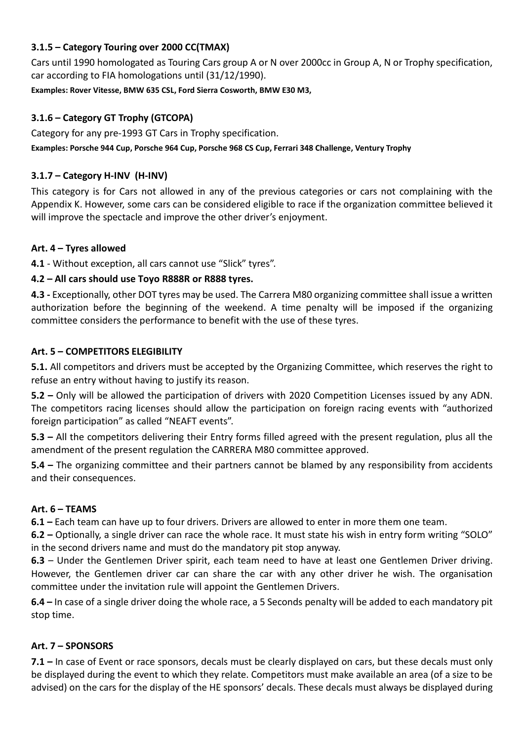### 3.1.5 – Category Touring over 2000 CC(TMAX)

Cars until 1990 homologated as Touring Cars group A or N over 2000cc in Group A, N or Trophy specification, car according to FIA homologations until (31/12/1990).

**Examples: Rover Vitesse, BMW 635 CSL, Ford Sierra Cosworth, BMW E30 M3,**

### 3.1.6 – Category GT Trophy (GTCOPA)

Category for any pre-1993 GT Cars in Trophy specification.

**Examples: Porsche 944 Cup, Porsche 964 Cup, Porsche 968 CS Cup, Ferrari 348 Challenge, Ventury Trophy**

### 3.1.7 – Category H-INV (H-INV)

This category is for Cars not allowed in any of the previous categories or cars not complaining with the Appendix K. However, some cars can be considered eligible to race if the organization committee believed it will improve the spectacle and improve the other driver's enjoyment.

## Art. 4 – Tyres allowed

**4.1** - Without exception, all cars cannot use "Slick" tyres".

**4.2 – All cars should use Toyo R888R or R888 tyres.**

**4.3 -** Exceptionally, other DOT tyres may be used. The Carrera M80 organizing committee shall issue a written authorization before the beginning of the weekend. A time penalty will be imposed if the organizing committee considers the performance to benefit with the use of these tyres.

## Art. 5 – COMPETITORS ELEGIBILITY

**5.1.** All competitors and drivers must be accepted by the Organizing Committee, which reserves the right to refuse an entry without having to justify its reason.

**5.2 –** Only will be allowed the participation of drivers with 2020 Competition Licenses issued by any ADN. The competitors racing licenses should allow the participation on foreign racing events with "authorized foreign participation" as called "NEAFT events".

**5.3 –** All the competitors delivering their Entry forms filled agreed with the present regulation, plus all the amendment of the present regulation the CARRERA M80 committee approved.

**5.4 –** The organizing committee and their partners cannot be blamed by any responsibility from accidents and their consequences.

## Art. 6 – TEAMS

**6.1 –** Each team can have up to four drivers. Drivers are allowed to enter in more them one team.

**6.2 –** Optionally, a single driver can race the whole race. It must state his wish in entry form writing "SOLO" in the second drivers name and must do the mandatory pit stop anyway.

**6.3** – Under the Gentlemen Driver spirit, each team need to have at least one Gentlemen Driver driving. However, the Gentlemen driver car can share the car with any other driver he wish. The organisation committee under the invitation rule will appoint the Gentlemen Drivers.

**6.4 –** In case of a single driver doing the whole race, a 5 Seconds penalty will be added to each mandatory pit stop time.

## Art. 7 – SPONSORS

**7.1 –** In case of Event or race sponsors, decals must be clearly displayed on cars, but these decals must only be displayed during the event to which they relate. Competitors must make available an area (of a size to be advised) on the cars for the display of the HE sponsors' decals. These decals must always be displayed during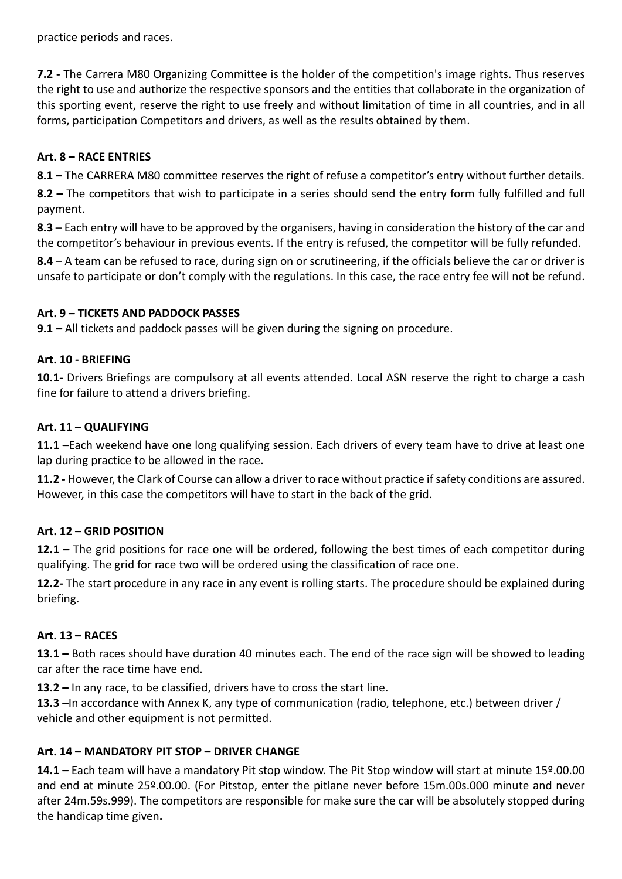practice periods and races.

**7.2 -** The Carrera M80 Organizing Committee is the holder of the competition's image rights. Thus reserves the right to use and authorize the respective sponsors and the entities that collaborate in the organization of this sporting event, reserve the right to use freely and without limitation of time in all countries, and in all forms, participation Competitors and drivers, as well as the results obtained by them.

### Art. 8 – RACE ENTRIES

**8.1 –** The CARRERA M80 committee reserves the right of refuse a competitor's entry without further details.

**8.2 –** The competitors that wish to participate in a series should send the entry form fully fulfilled and full payment.

**8.3** – Each entry will have to be approved by the organisers, having in consideration the history of the car and the competitor's behaviour in previous events. If the entry is refused, the competitor will be fully refunded.

**8.4** – A team can be refused to race, during sign on or scrutineering, if the officials believe the car or driver is unsafe to participate or don't comply with the regulations. In this case, the race entry fee will not be refund.

### Art. 9 – TICKETS AND PADDOCK PASSES

**9.1 –** All tickets and paddock passes will be given during the signing on procedure.

### Art. 10 - BRIEFING

**10.1-** Drivers Briefings are compulsory at all events attended. Local ASN reserve the right to charge a cash fine for failure to attend a drivers briefing.

### Art. 11 – QUALIFYING

**11.1 –**Each weekend have one long qualifying session. Each drivers of every team have to drive at least one lap during practice to be allowed in the race.

**11.2 -** However, the Clark of Course can allow a driver to race without practice if safety conditions are assured. However, in this case the competitors will have to start in the back of the grid.

### Art. 12 – GRID POSITION

**12.1 –** The grid positions for race one will be ordered, following the best times of each competitor during qualifying. The grid for race two will be ordered using the classification of race one.

**12.2-** The start procedure in any race in any event is rolling starts. The procedure should be explained during briefing.

### Art. 13 – RACES

**13.1 –** Both races should have duration 40 minutes each. The end of the race sign will be showed to leading car after the race time have end.

**13.2 –** In any race, to be classified, drivers have to cross the start line.

**13.3 –**In accordance with Annex K, any type of communication (radio, telephone, etc.) between driver / vehicle and other equipment is not permitted.

### Art. 14 – MANDATORY PIT STOP – DRIVER CHANGE

**14.1 –** Each team will have a mandatory Pit stop window. The Pit Stop window will start at minute 15º.00.00 and end at minute 25º.00.00. (For Pitstop, enter the pitlane never before 15m.00s.000 minute and never after 24m.59s.999). The competitors are responsible for make sure the car will be absolutely stopped during the handicap time given**.**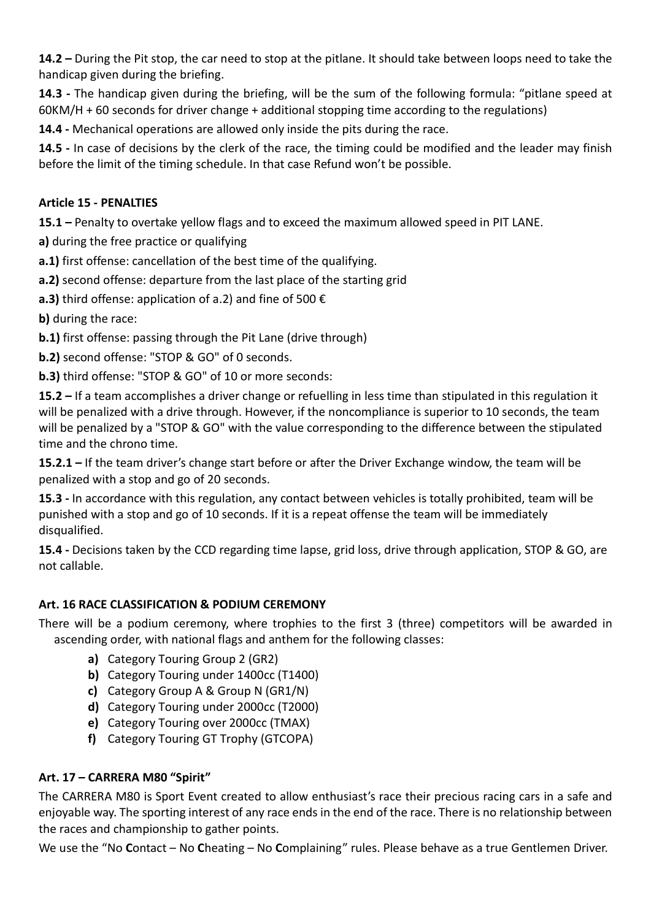**14.2 –** During the Pit stop, the car need to stop at the pitlane. It should take between loops need to take the handicap given during the briefing.

**14.3 -** The handicap given during the briefing, will be the sum of the following formula: "pitlane speed at 60KM/H + 60 seconds for driver change + additional stopping time according to the regulations)

**14.4 -** Mechanical operations are allowed only inside the pits during the race.

**14.5 -** In case of decisions by the clerk of the race, the timing could be modified and the leader may finish before the limit of the timing schedule. In that case Refund won't be possible.

### Article 15 - PENALTIES

**15.1 –** Penalty to overtake yellow flags and to exceed the maximum allowed speed in PIT LANE.

**a)** during the free practice or qualifying

**a.1)** first offense: cancellation of the best time of the qualifying.

**a.2)** second offense: departure from the last place of the starting grid

**a.3)** third offense: application of a.2) and fine of 500 €

**b)** during the race:

**b.1)** first offense: passing through the Pit Lane (drive through)

**b.2)** second offense: "STOP & GO" of 0 seconds.

**b.3)** third offense: "STOP & GO" of 10 or more seconds:

**15.2 –** If a team accomplishes a driver change or refuelling in less time than stipulated in this regulation it will be penalized with a drive through. However, if the noncompliance is superior to 10 seconds, the team will be penalized by a "STOP & GO" with the value corresponding to the difference between the stipulated time and the chrono time.

**15.2.1 –** If the team driver's change start before or after the Driver Exchange window, the team will be penalized with a stop and go of 20 seconds.

**15.3 -** In accordance with this regulation, any contact between vehicles is totally prohibited, team will be punished with a stop and go of 10 seconds. If it is a repeat offense the team will be immediately disqualified.

**15.4 -** Decisions taken by the CCD regarding time lapse, grid loss, drive through application, STOP & GO, are not callable.

### Art. 16 RACE CLASSIFICATION & PODIUM CEREMONY

There will be a podium ceremony, where trophies to the first 3 (three) competitors will be awarded in ascending order, with national flags and anthem for the following classes:

- **a)** Category Touring Group 2 (GR2)
- **b)** Category Touring under 1400cc (T1400)
- **c)** Category Group A & Group N (GR1/N)
- **d)** Category Touring under 2000cc (T2000)
- **e)** Category Touring over 2000cc (TMAX)
- **f)** Category Touring GT Trophy (GTCOPA)

### Art. 17 – CARRERA M80 "Spirit"

The CARRERA M80 is Sport Event created to allow enthusiast's race their precious racing cars in a safe and enjoyable way. The sporting interest of any race ends in the end of the race. There is no relationship between the races and championship to gather points.

We use the "No **C**ontact – No **C**heating – No **C**omplaining" rules. Please behave as a true Gentlemen Driver.